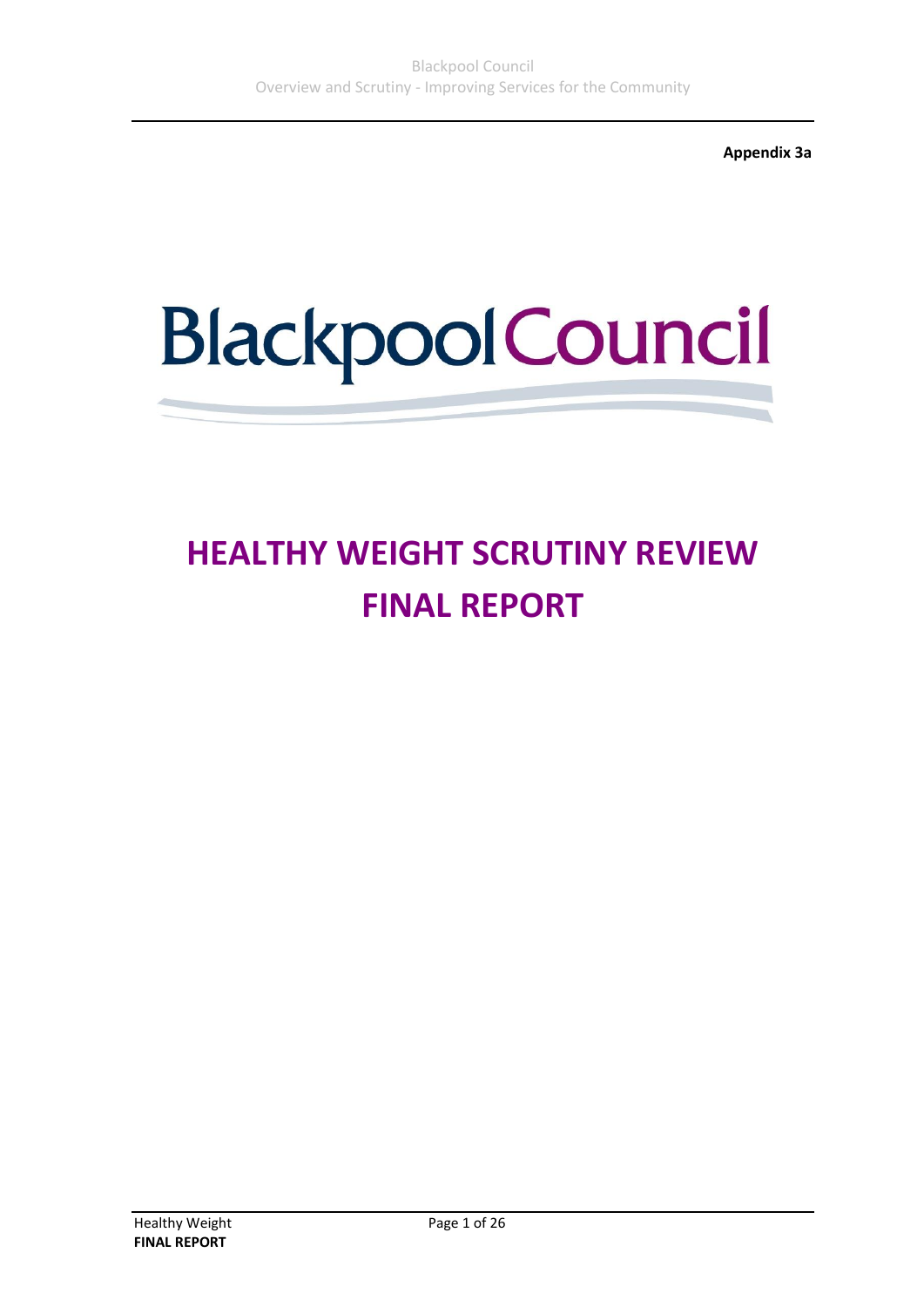**Appendix 3a**

Blackpool Council

# HEALTHY WEIGHT SCRUTINY REVIEW
# FINAL REPORT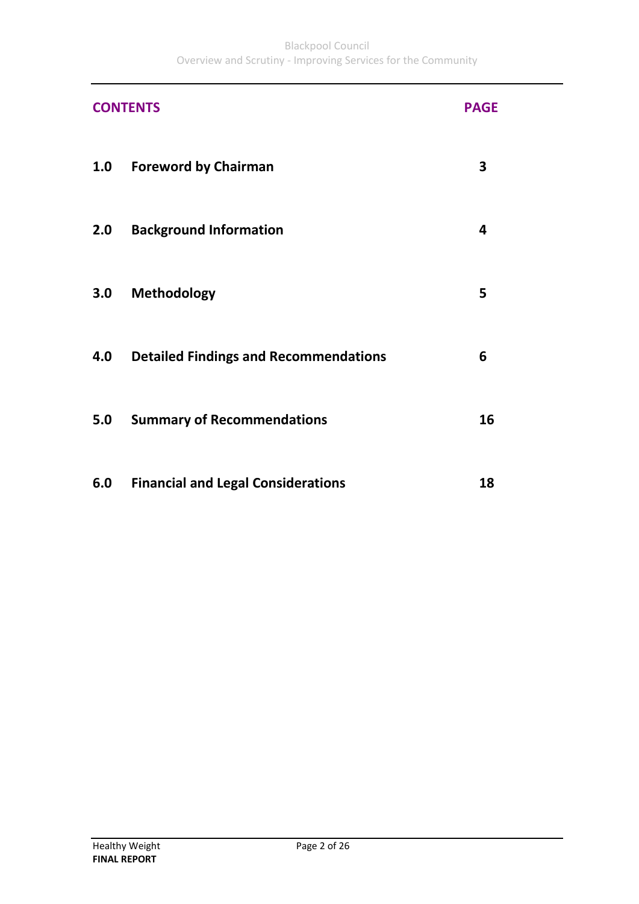| **CONTENTS** | | **PAGE** |
|---|---|---|
| **1.0** | **Foreword by Chairman** | **3** |
| **2.0** | **Background Information** | **4** |
| **3.0** | **Methodology** | **5** |
| **4.0** | **Detailed Findings and Recommendations** | **6** |
| **5.0** | **Summary of Recommendations** | **16** |
| **6.0** | **Financial and Legal Considerations** | **18** |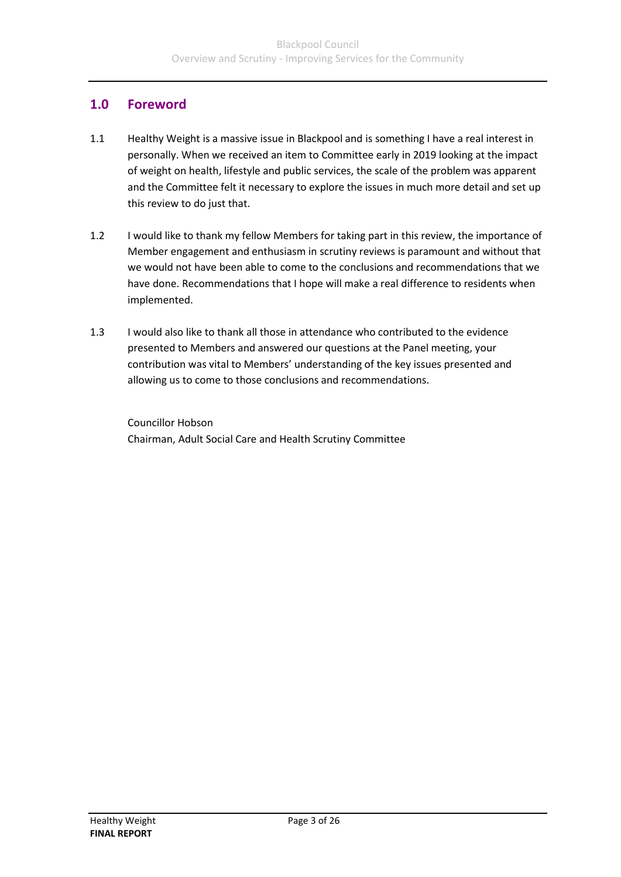## 1.0 Foreword

1.1 Healthy Weight is a massive issue in Blackpool and is something I have a real interest in personally. When we received an item to Committee early in 2019 looking at the impact of weight on health, lifestyle and public services, the scale of the problem was apparent and the Committee felt it necessary to explore the issues in much more detail and set up this review to do just that.

1.2 I would like to thank my fellow Members for taking part in this review, the importance of Member engagement and enthusiasm in scrutiny reviews is paramount and without that we would not have been able to come to the conclusions and recommendations that we have done. Recommendations that I hope will make a real difference to residents when implemented.

1.3 I would also like to thank all those in attendance who contributed to the evidence presented to Members and answered our questions at the Panel meeting, your contribution was vital to Members' understanding of the key issues presented and allowing us to come to those conclusions and recommendations.

Councillor Hobson
Chairman, Adult Social Care and Health Scrutiny Committee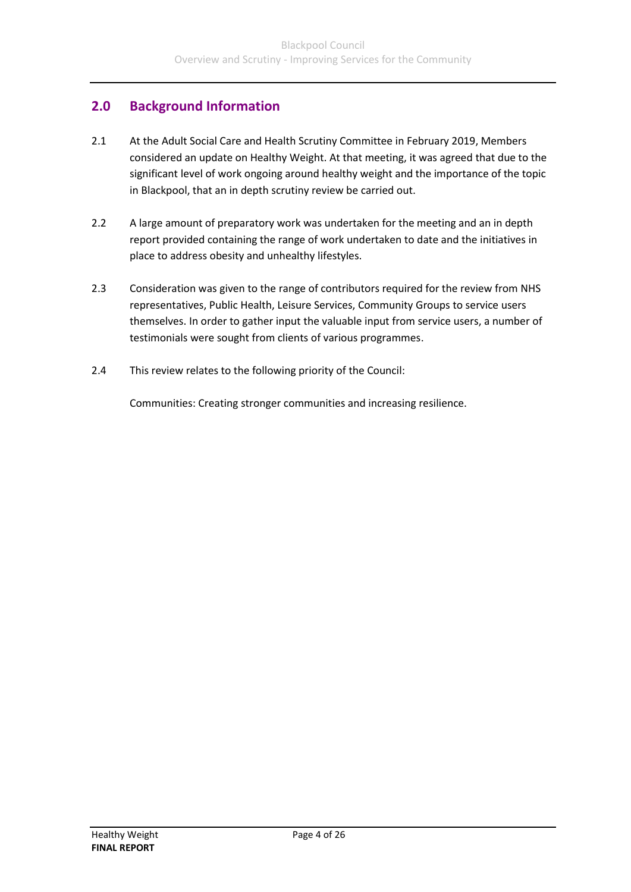## 2.0 Background Information

2.1 At the Adult Social Care and Health Scrutiny Committee in February 2019, Members considered an update on Healthy Weight. At that meeting, it was agreed that due to the significant level of work ongoing around healthy weight and the importance of the topic in Blackpool, that an in depth scrutiny review be carried out.

2.2 A large amount of preparatory work was undertaken for the meeting and an in depth report provided containing the range of work undertaken to date and the initiatives in place to address obesity and unhealthy lifestyles.

2.3 Consideration was given to the range of contributors required for the review from NHS representatives, Public Health, Leisure Services, Community Groups to service users themselves. In order to gather input the valuable input from service users, a number of testimonials were sought from clients of various programmes.

2.4 This review relates to the following priority of the Council:

Communities: Creating stronger communities and increasing resilience.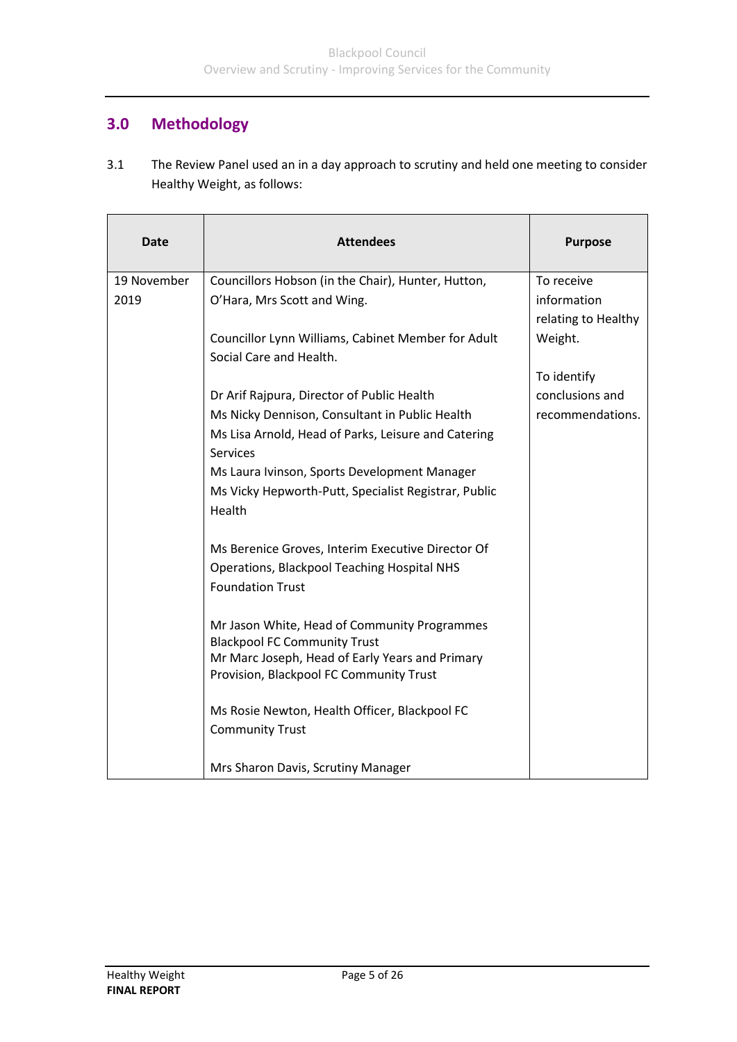## 3.0 Methodology

3.1 The Review Panel used an in a day approach to scrutiny and held one meeting to consider Healthy Weight, as follows:

| Date | Attendees | Purpose |
|---|---|---|
| 19 November 2019 | Councillors Hobson (in the Chair), Hunter, Hutton, O'Hara, Mrs Scott and Wing.<br><br>Councillor Lynn Williams, Cabinet Member for Adult Social Care and Health.<br><br>Dr Arif Rajpura, Director of Public Health<br>Ms Nicky Dennison, Consultant in Public Health<br>Ms Lisa Arnold, Head of Parks, Leisure and Catering Services<br>Ms Laura Ivinson, Sports Development Manager<br>Ms Vicky Hepworth-Putt, Specialist Registrar, Public Health<br><br>Ms Berenice Groves, Interim Executive Director Of Operations, Blackpool Teaching Hospital NHS Foundation Trust<br><br>Mr Jason White, Head of Community Programmes Blackpool FC Community Trust<br>Mr Marc Joseph, Head of Early Years and Primary Provision, Blackpool FC Community Trust<br><br>Ms Rosie Newton, Health Officer, Blackpool FC Community Trust<br><br>Mrs Sharon Davis, Scrutiny Manager | To receive information relating to Healthy Weight.<br><br>To identify conclusions and recommendations. |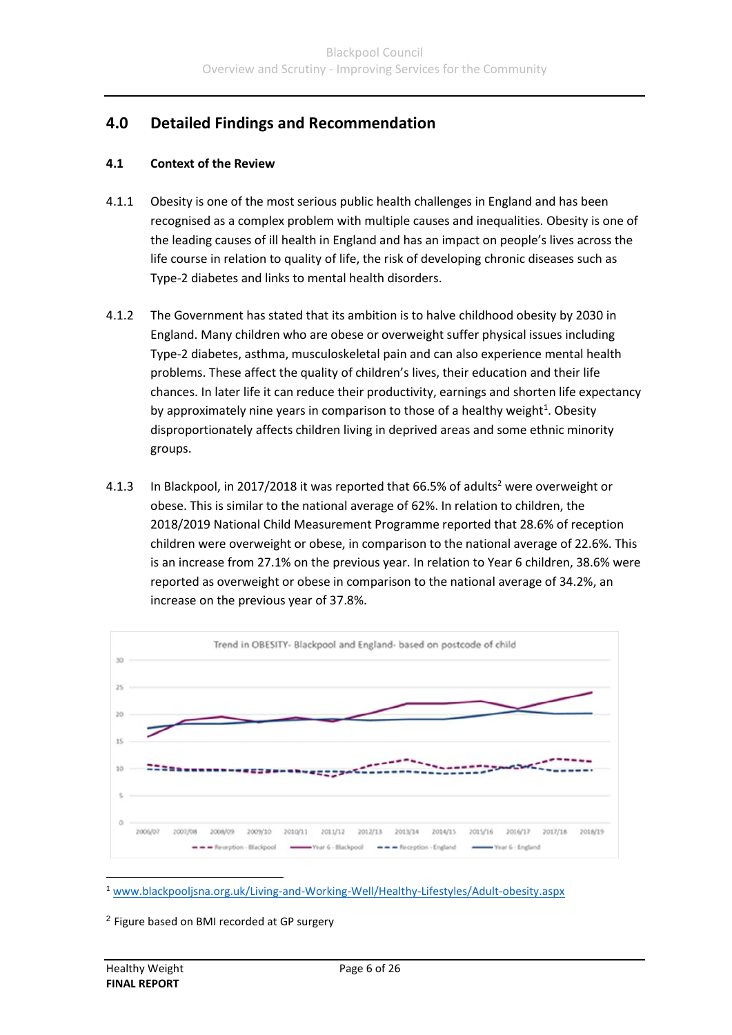## 4.0 Detailed Findings and Recommendation

### 4.1 Context of the Review

4.1.1 Obesity is one of the most serious public health challenges in England and has been recognised as a complex problem with multiple causes and inequalities. Obesity is one of the leading causes of ill health in England and has an impact on people's lives across the life course in relation to quality of life, the risk of developing chronic diseases such as Type-2 diabetes and links to mental health disorders.

4.1.2 The Government has stated that its ambition is to halve childhood obesity by 2030 in England. Many children who are obese or overweight suffer physical issues including Type-2 diabetes, asthma, musculoskeletal pain and can also experience mental health problems. These affect the quality of children's lives, their education and their life chances. In later life it can reduce their productivity, earnings and shorten life expectancy by approximately nine years in comparison to those of a healthy weight[1]. Obesity disproportionately affects children living in deprived areas and some ethnic minority groups.

4.1.3 In Blackpool, in 2017/2018 it was reported that 66.5% of adults[2] were overweight or obese. This is similar to the national average of 62%. In relation to children, the 2018/2019 National Child Measurement Programme reported that 28.6% of reception children were overweight or obese, in comparison to the national average of 22.6%. This is an increase from 27.1% on the previous year. In relation to Year 6 children, 38.6% were reported as overweight or obese in comparison to the national average of 34.2%, an increase on the previous year of 37.8%.

Trend in OBESITY- Blackpool and England- based on postcode of child

---

[1] www.blackpooljsna.org.uk/Living-and-Working-Well/Healthy-Lifestyles/Adult-obesity.aspx

[2] Figure based on BMI recorded at GP surgery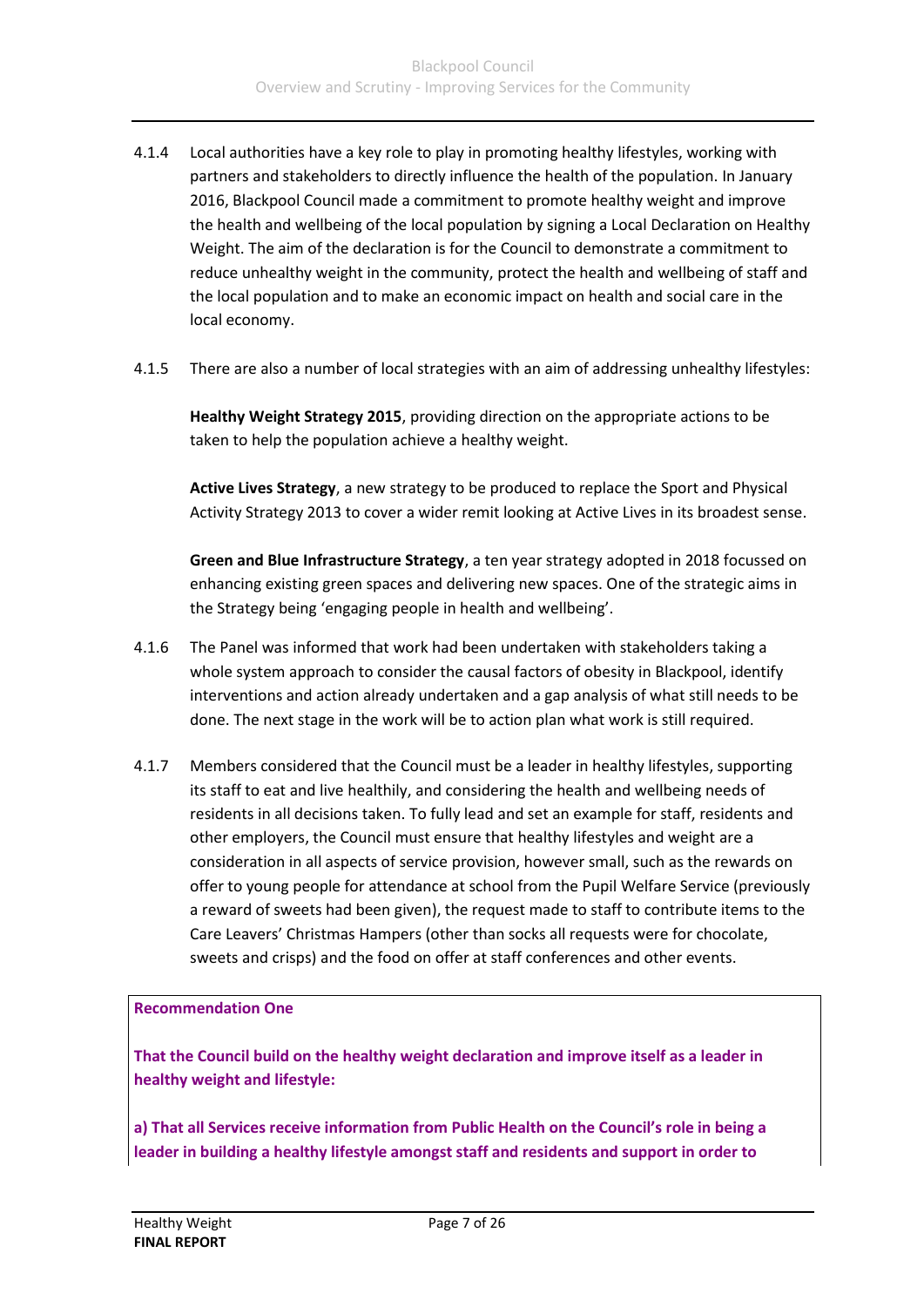4.1.4 Local authorities have a key role to play in promoting healthy lifestyles, working with partners and stakeholders to directly influence the health of the population. In January 2016, Blackpool Council made a commitment to promote healthy weight and improve the health and wellbeing of the local population by signing a Local Declaration on Healthy Weight. The aim of the declaration is for the Council to demonstrate a commitment to reduce unhealthy weight in the community, protect the health and wellbeing of staff and the local population and to make an economic impact on health and social care in the local economy.

4.1.5 There are also a number of local strategies with an aim of addressing unhealthy lifestyles:

**Healthy Weight Strategy 2015**, providing direction on the appropriate actions to be taken to help the population achieve a healthy weight.

**Active Lives Strategy**, a new strategy to be produced to replace the Sport and Physical Activity Strategy 2013 to cover a wider remit looking at Active Lives in its broadest sense.

**Green and Blue Infrastructure Strategy**, a ten year strategy adopted in 2018 focussed on enhancing existing green spaces and delivering new spaces. One of the strategic aims in the Strategy being 'engaging people in health and wellbeing'.

4.1.6 The Panel was informed that work had been undertaken with stakeholders taking a whole system approach to consider the causal factors of obesity in Blackpool, identify interventions and action already undertaken and a gap analysis of what still needs to be done. The next stage in the work will be to action plan what work is still required.

4.1.7 Members considered that the Council must be a leader in healthy lifestyles, supporting its staff to eat and live healthily, and considering the health and wellbeing needs of residents in all decisions taken. To fully lead and set an example for staff, residents and other employers, the Council must ensure that healthy lifestyles and weight are a consideration in all aspects of service provision, however small, such as the rewards on offer to young people for attendance at school from the Pupil Welfare Service (previously a reward of sweets had been given), the request made to staff to contribute items to the Care Leavers' Christmas Hampers (other than socks all requests were for chocolate, sweets and crisps) and the food on offer at staff conferences and other events.

**Recommendation One**

**That the Council build on the healthy weight declaration and improve itself as a leader in healthy weight and lifestyle:**

**a) That all Services receive information from Public Health on the Council's role in being a leader in building a healthy lifestyle amongst staff and residents and support in order to**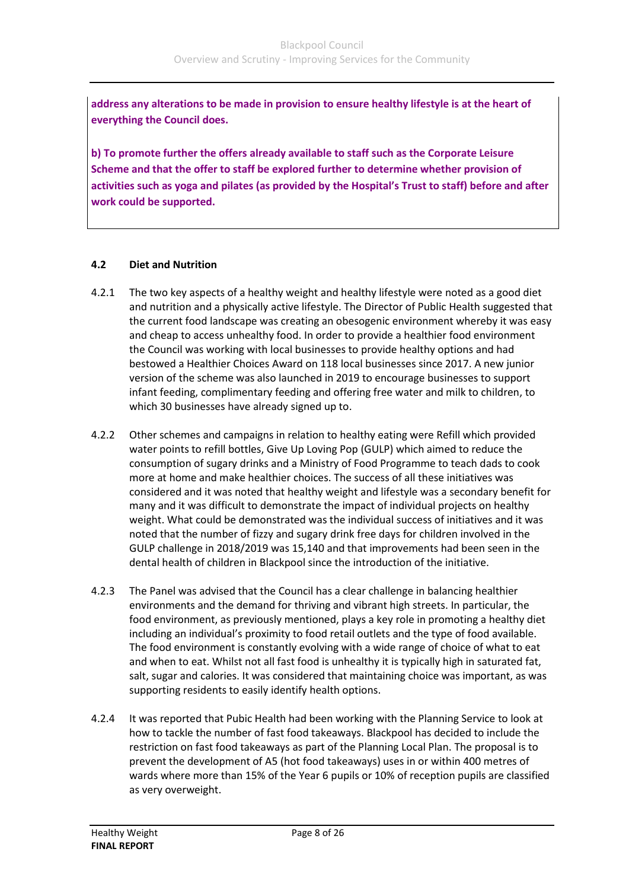**address any alterations to be made in provision to ensure healthy lifestyle is at the heart of everything the Council does.**

**b) To promote further the offers already available to staff such as the Corporate Leisure Scheme and that the offer to staff be explored further to determine whether provision of activities such as yoga and pilates (as provided by the Hospital's Trust to staff) before and after work could be supported.**

### 4.2 Diet and Nutrition

4.2.1 The two key aspects of a healthy weight and healthy lifestyle were noted as a good diet and nutrition and a physically active lifestyle. The Director of Public Health suggested that the current food landscape was creating an obesogenic environment whereby it was easy and cheap to access unhealthy food. In order to provide a healthier food environment the Council was working with local businesses to provide healthy options and had bestowed a Healthier Choices Award on 118 local businesses since 2017. A new junior version of the scheme was also launched in 2019 to encourage businesses to support infant feeding, complimentary feeding and offering free water and milk to children, to which 30 businesses have already signed up to.

4.2.2 Other schemes and campaigns in relation to healthy eating were Refill which provided water points to refill bottles, Give Up Loving Pop (GULP) which aimed to reduce the consumption of sugary drinks and a Ministry of Food Programme to teach dads to cook more at home and make healthier choices. The success of all these initiatives was considered and it was noted that healthy weight and lifestyle was a secondary benefit for many and it was difficult to demonstrate the impact of individual projects on healthy weight. What could be demonstrated was the individual success of initiatives and it was noted that the number of fizzy and sugary drink free days for children involved in the GULP challenge in 2018/2019 was 15,140 and that improvements had been seen in the dental health of children in Blackpool since the introduction of the initiative.

4.2.3 The Panel was advised that the Council has a clear challenge in balancing healthier environments and the demand for thriving and vibrant high streets. In particular, the food environment, as previously mentioned, plays a key role in promoting a healthy diet including an individual's proximity to food retail outlets and the type of food available. The food environment is constantly evolving with a wide range of choice of what to eat and when to eat. Whilst not all fast food is unhealthy it is typically high in saturated fat, salt, sugar and calories. It was considered that maintaining choice was important, as was supporting residents to easily identify health options.

4.2.4 It was reported that Pubic Health had been working with the Planning Service to look at how to tackle the number of fast food takeaways. Blackpool has decided to include the restriction on fast food takeaways as part of the Planning Local Plan. The proposal is to prevent the development of A5 (hot food takeaways) uses in or within 400 metres of wards where more than 15% of the Year 6 pupils or 10% of reception pupils are classified as very overweight.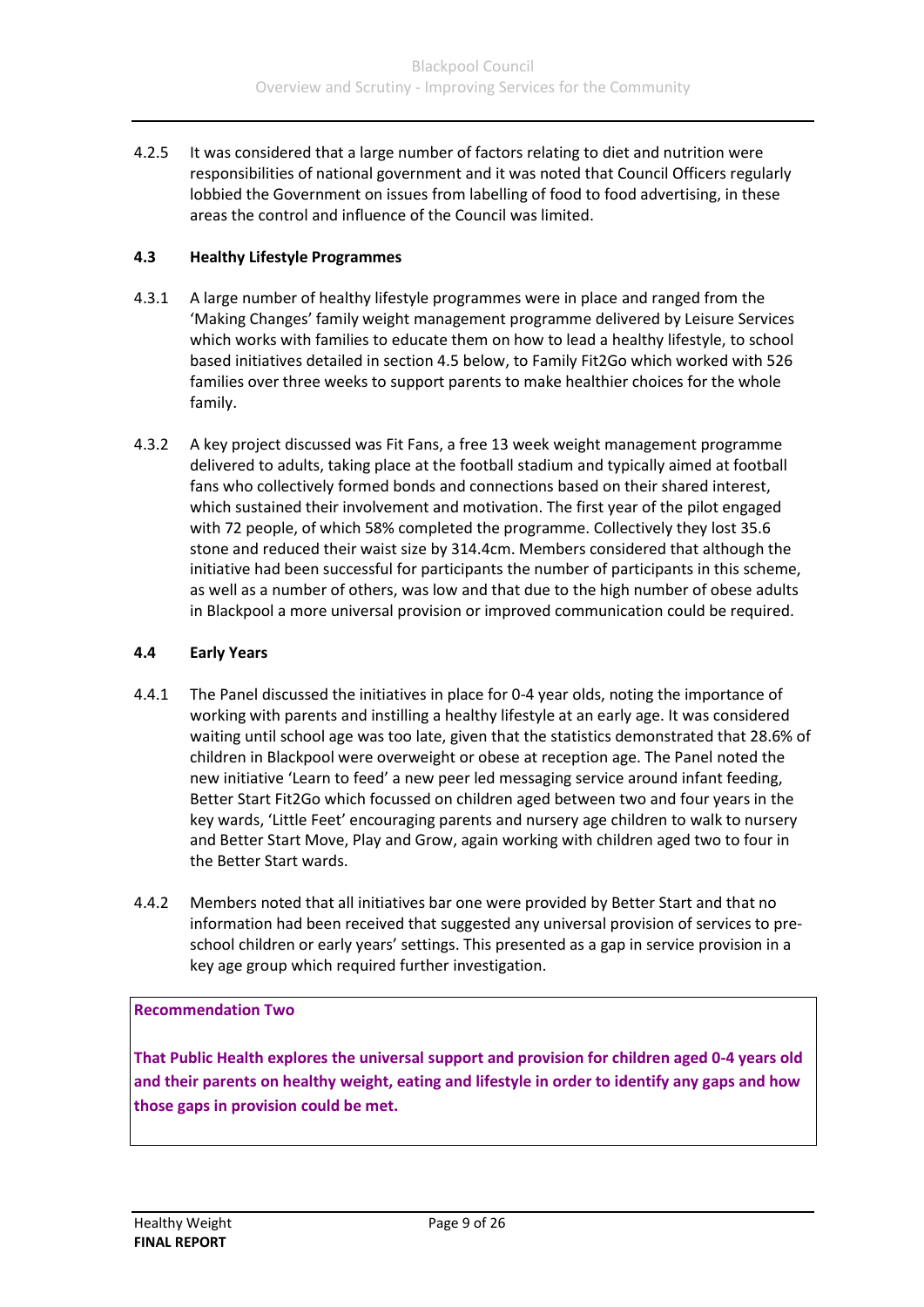4.2.5 It was considered that a large number of factors relating to diet and nutrition were responsibilities of national government and it was noted that Council Officers regularly lobbied the Government on issues from labelling of food to food advertising, in these areas the control and influence of the Council was limited.

### 4.3 Healthy Lifestyle Programmes

4.3.1 A large number of healthy lifestyle programmes were in place and ranged from the 'Making Changes' family weight management programme delivered by Leisure Services which works with families to educate them on how to lead a healthy lifestyle, to school based initiatives detailed in section 4.5 below, to Family Fit2Go which worked with 526 families over three weeks to support parents to make healthier choices for the whole family.

4.3.2 A key project discussed was Fit Fans, a free 13 week weight management programme delivered to adults, taking place at the football stadium and typically aimed at football fans who collectively formed bonds and connections based on their shared interest, which sustained their involvement and motivation. The first year of the pilot engaged with 72 people, of which 58% completed the programme. Collectively they lost 35.6 stone and reduced their waist size by 314.4cm. Members considered that although the initiative had been successful for participants the number of participants in this scheme, as well as a number of others, was low and that due to the high number of obese adults in Blackpool a more universal provision or improved communication could be required.

### 4.4 Early Years

4.4.1 The Panel discussed the initiatives in place for 0-4 year olds, noting the importance of working with parents and instilling a healthy lifestyle at an early age. It was considered waiting until school age was too late, given that the statistics demonstrated that 28.6% of children in Blackpool were overweight or obese at reception age. The Panel noted the new initiative 'Learn to feed' a new peer led messaging service around infant feeding, Better Start Fit2Go which focussed on children aged between two and four years in the key wards, 'Little Feet' encouraging parents and nursery age children to walk to nursery and Better Start Move, Play and Grow, again working with children aged two to four in the Better Start wards.

4.4.2 Members noted that all initiatives bar one were provided by Better Start and that no information had been received that suggested any universal provision of services to pre-school children or early years' settings. This presented as a gap in service provision in a key age group which required further investigation.

**Recommendation Two**

**That Public Health explores the universal support and provision for children aged 0-4 years old and their parents on healthy weight, eating and lifestyle in order to identify any gaps and how those gaps in provision could be met.**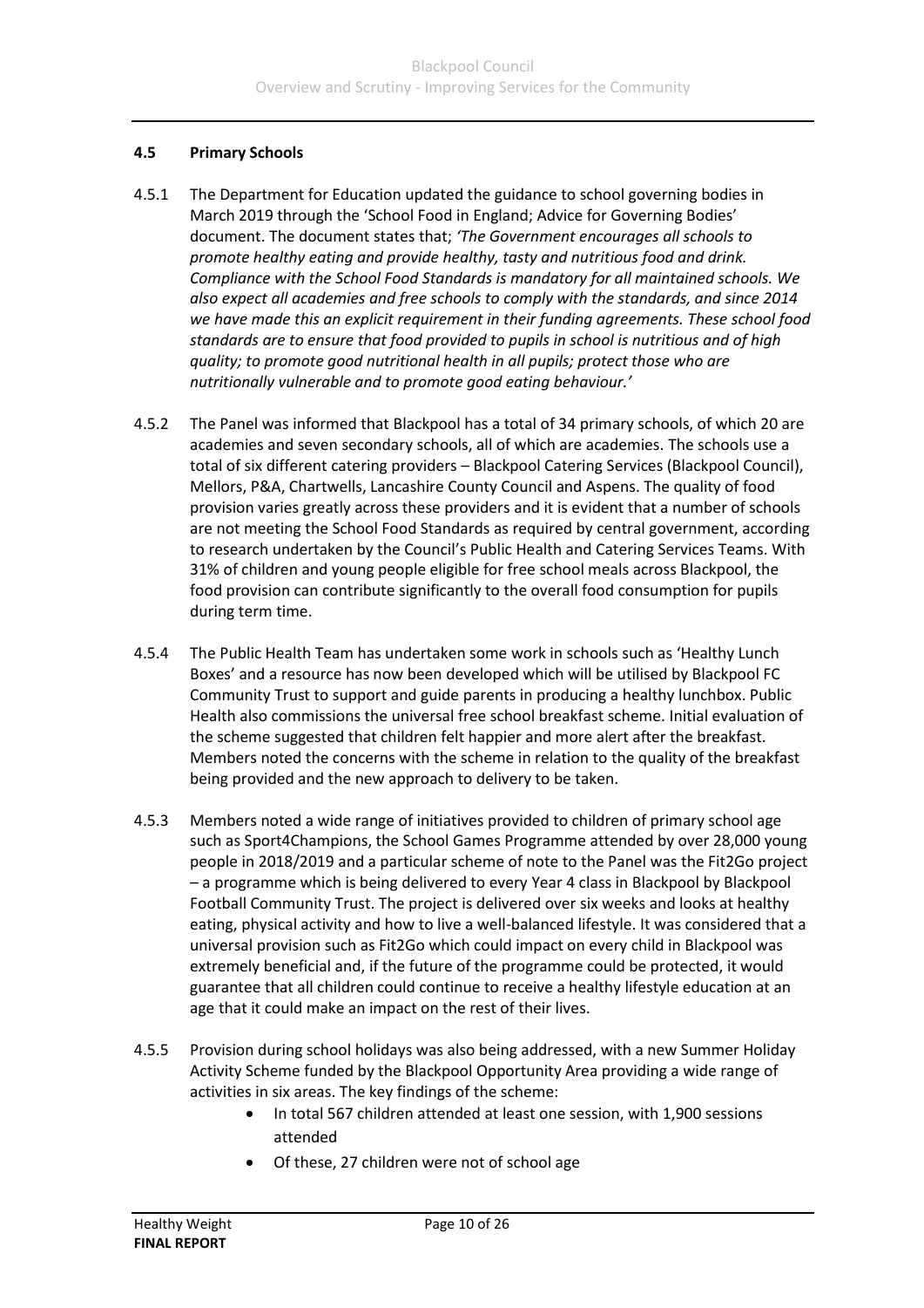### 4.5 Primary Schools

4.5.1 The Department for Education updated the guidance to school governing bodies in March 2019 through the 'School Food in England; Advice for Governing Bodies' document. The document states that; *'The Government encourages all schools to promote healthy eating and provide healthy, tasty and nutritious food and drink. Compliance with the School Food Standards is mandatory for all maintained schools. We also expect all academies and free schools to comply with the standards, and since 2014 we have made this an explicit requirement in their funding agreements. These school food standards are to ensure that food provided to pupils in school is nutritious and of high quality; to promote good nutritional health in all pupils; protect those who are nutritionally vulnerable and to promote good eating behaviour.'*

4.5.2 The Panel was informed that Blackpool has a total of 34 primary schools, of which 20 are academies and seven secondary schools, all of which are academies. The schools use a total of six different catering providers – Blackpool Catering Services (Blackpool Council), Mellors, P&A, Chartwells, Lancashire County Council and Aspens. The quality of food provision varies greatly across these providers and it is evident that a number of schools are not meeting the School Food Standards as required by central government, according to research undertaken by the Council's Public Health and Catering Services Teams. With 31% of children and young people eligible for free school meals across Blackpool, the food provision can contribute significantly to the overall food consumption for pupils during term time.

4.5.4 The Public Health Team has undertaken some work in schools such as 'Healthy Lunch Boxes' and a resource has now been developed which will be utilised by Blackpool FC Community Trust to support and guide parents in producing a healthy lunchbox. Public Health also commissions the universal free school breakfast scheme. Initial evaluation of the scheme suggested that children felt happier and more alert after the breakfast. Members noted the concerns with the scheme in relation to the quality of the breakfast being provided and the new approach to delivery to be taken.

4.5.3 Members noted a wide range of initiatives provided to children of primary school age such as Sport4Champions, the School Games Programme attended by over 28,000 young people in 2018/2019 and a particular scheme of note to the Panel was the Fit2Go project – a programme which is being delivered to every Year 4 class in Blackpool by Blackpool Football Community Trust. The project is delivered over six weeks and looks at healthy eating, physical activity and how to live a well-balanced lifestyle. It was considered that a universal provision such as Fit2Go which could impact on every child in Blackpool was extremely beneficial and, if the future of the programme could be protected, it would guarantee that all children could continue to receive a healthy lifestyle education at an age that it could make an impact on the rest of their lives.

4.5.5 Provision during school holidays was also being addressed, with a new Summer Holiday Activity Scheme funded by the Blackpool Opportunity Area providing a wide range of activities in six areas. The key findings of the scheme:

- In total 567 children attended at least one session, with 1,900 sessions attended
- Of these, 27 children were not of school age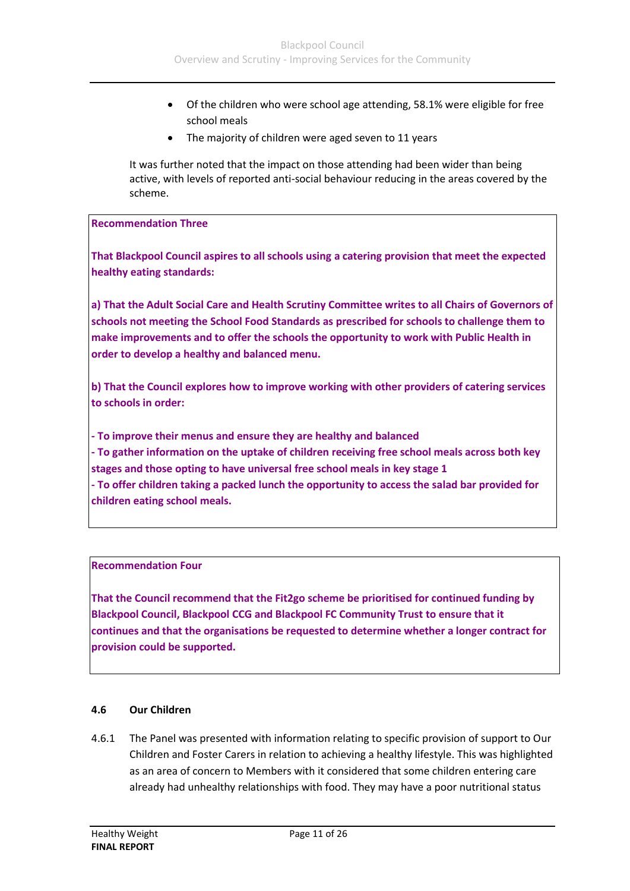- Of the children who were school age attending, 58.1% were eligible for free school meals
- The majority of children were aged seven to 11 years

It was further noted that the impact on those attending had been wider than being active, with levels of reported anti-social behaviour reducing in the areas covered by the scheme.

**Recommendation Three**

**That Blackpool Council aspires to all schools using a catering provision that meet the expected healthy eating standards:**

**a) That the Adult Social Care and Health Scrutiny Committee writes to all Chairs of Governors of schools not meeting the School Food Standards as prescribed for schools to challenge them to make improvements and to offer the schools the opportunity to work with Public Health in order to develop a healthy and balanced menu.**

**b) That the Council explores how to improve working with other providers of catering services to schools in order:**

**- To improve their menus and ensure they are healthy and balanced**
**- To gather information on the uptake of children receiving free school meals across both key stages and those opting to have universal free school meals in key stage 1**
**- To offer children taking a packed lunch the opportunity to access the salad bar provided for children eating school meals.**

**Recommendation Four**

**That the Council recommend that the Fit2go scheme be prioritised for continued funding by Blackpool Council, Blackpool CCG and Blackpool FC Community Trust to ensure that it continues and that the organisations be requested to determine whether a longer contract for provision could be supported.**

### 4.6 Our Children

4.6.1 The Panel was presented with information relating to specific provision of support to Our Children and Foster Carers in relation to achieving a healthy lifestyle. This was highlighted as an area of concern to Members with it considered that some children entering care already had unhealthy relationships with food. They may have a poor nutritional status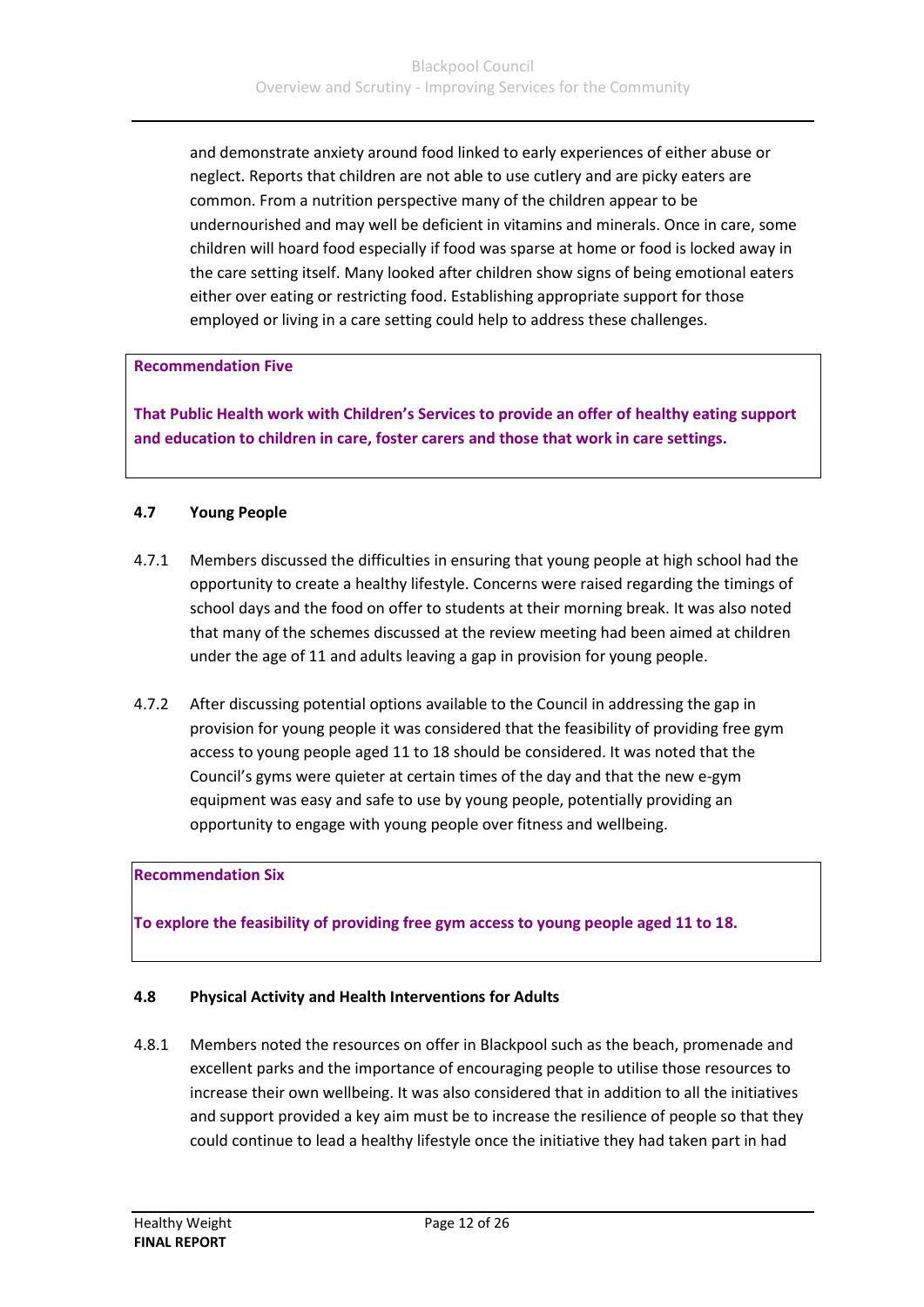and demonstrate anxiety around food linked to early experiences of either abuse or neglect. Reports that children are not able to use cutlery and are picky eaters are common. From a nutrition perspective many of the children appear to be undernourished and may well be deficient in vitamins and minerals. Once in care, some children will hoard food especially if food was sparse at home or food is locked away in the care setting itself. Many looked after children show signs of being emotional eaters either over eating or restricting food. Establishing appropriate support for those employed or living in a care setting could help to address these challenges.

**Recommendation Five**

**That Public Health work with Children's Services to provide an offer of healthy eating support and education to children in care, foster carers and those that work in care settings.**

### 4.7 Young People

4.7.1 Members discussed the difficulties in ensuring that young people at high school had the opportunity to create a healthy lifestyle. Concerns were raised regarding the timings of school days and the food on offer to students at their morning break. It was also noted that many of the schemes discussed at the review meeting had been aimed at children under the age of 11 and adults leaving a gap in provision for young people.

4.7.2 After discussing potential options available to the Council in addressing the gap in provision for young people it was considered that the feasibility of providing free gym access to young people aged 11 to 18 should be considered. It was noted that the Council's gyms were quieter at certain times of the day and that the new e-gym equipment was easy and safe to use by young people, potentially providing an opportunity to engage with young people over fitness and wellbeing.

**Recommendation Six**

**To explore the feasibility of providing free gym access to young people aged 11 to 18.**

### 4.8 Physical Activity and Health Interventions for Adults

4.8.1 Members noted the resources on offer in Blackpool such as the beach, promenade and excellent parks and the importance of encouraging people to utilise those resources to increase their own wellbeing. It was also considered that in addition to all the initiatives and support provided a key aim must be to increase the resilience of people so that they could continue to lead a healthy lifestyle once the initiative they had taken part in had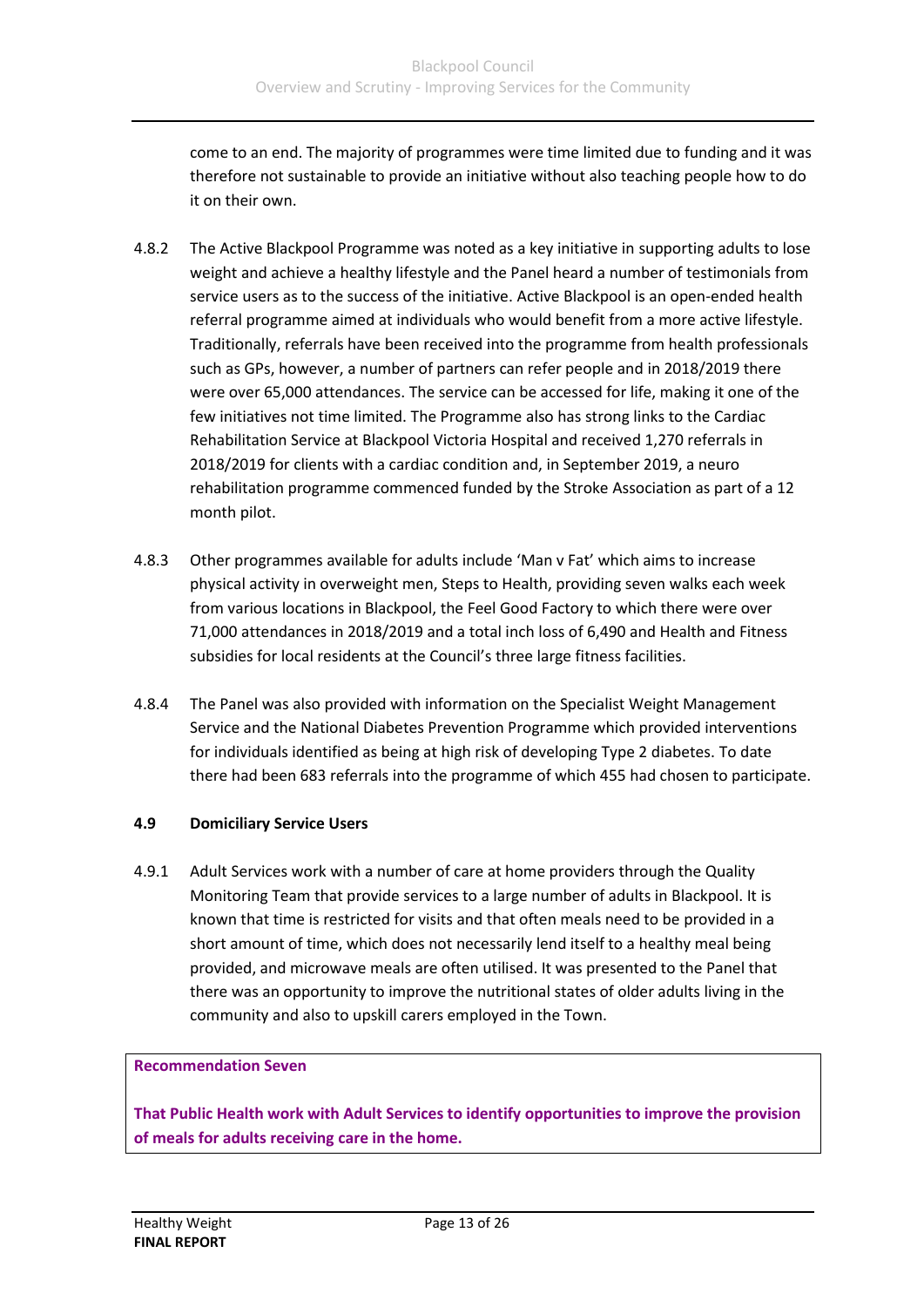come to an end. The majority of programmes were time limited due to funding and it was therefore not sustainable to provide an initiative without also teaching people how to do it on their own.

4.8.2 The Active Blackpool Programme was noted as a key initiative in supporting adults to lose weight and achieve a healthy lifestyle and the Panel heard a number of testimonials from service users as to the success of the initiative. Active Blackpool is an open-ended health referral programme aimed at individuals who would benefit from a more active lifestyle. Traditionally, referrals have been received into the programme from health professionals such as GPs, however, a number of partners can refer people and in 2018/2019 there were over 65,000 attendances. The service can be accessed for life, making it one of the few initiatives not time limited. The Programme also has strong links to the Cardiac Rehabilitation Service at Blackpool Victoria Hospital and received 1,270 referrals in 2018/2019 for clients with a cardiac condition and, in September 2019, a neuro rehabilitation programme commenced funded by the Stroke Association as part of a 12 month pilot.

4.8.3 Other programmes available for adults include 'Man v Fat' which aims to increase physical activity in overweight men, Steps to Health, providing seven walks each week from various locations in Blackpool, the Feel Good Factory to which there were over 71,000 attendances in 2018/2019 and a total inch loss of 6,490 and Health and Fitness subsidies for local residents at the Council's three large fitness facilities.

4.8.4 The Panel was also provided with information on the Specialist Weight Management Service and the National Diabetes Prevention Programme which provided interventions for individuals identified as being at high risk of developing Type 2 diabetes. To date there had been 683 referrals into the programme of which 455 had chosen to participate.

### 4.9 Domiciliary Service Users

4.9.1 Adult Services work with a number of care at home providers through the Quality Monitoring Team that provide services to a large number of adults in Blackpool. It is known that time is restricted for visits and that often meals need to be provided in a short amount of time, which does not necessarily lend itself to a healthy meal being provided, and microwave meals are often utilised. It was presented to the Panel that there was an opportunity to improve the nutritional states of older adults living in the community and also to upskill carers employed in the Town.

**Recommendation Seven**

**That Public Health work with Adult Services to identify opportunities to improve the provision of meals for adults receiving care in the home.**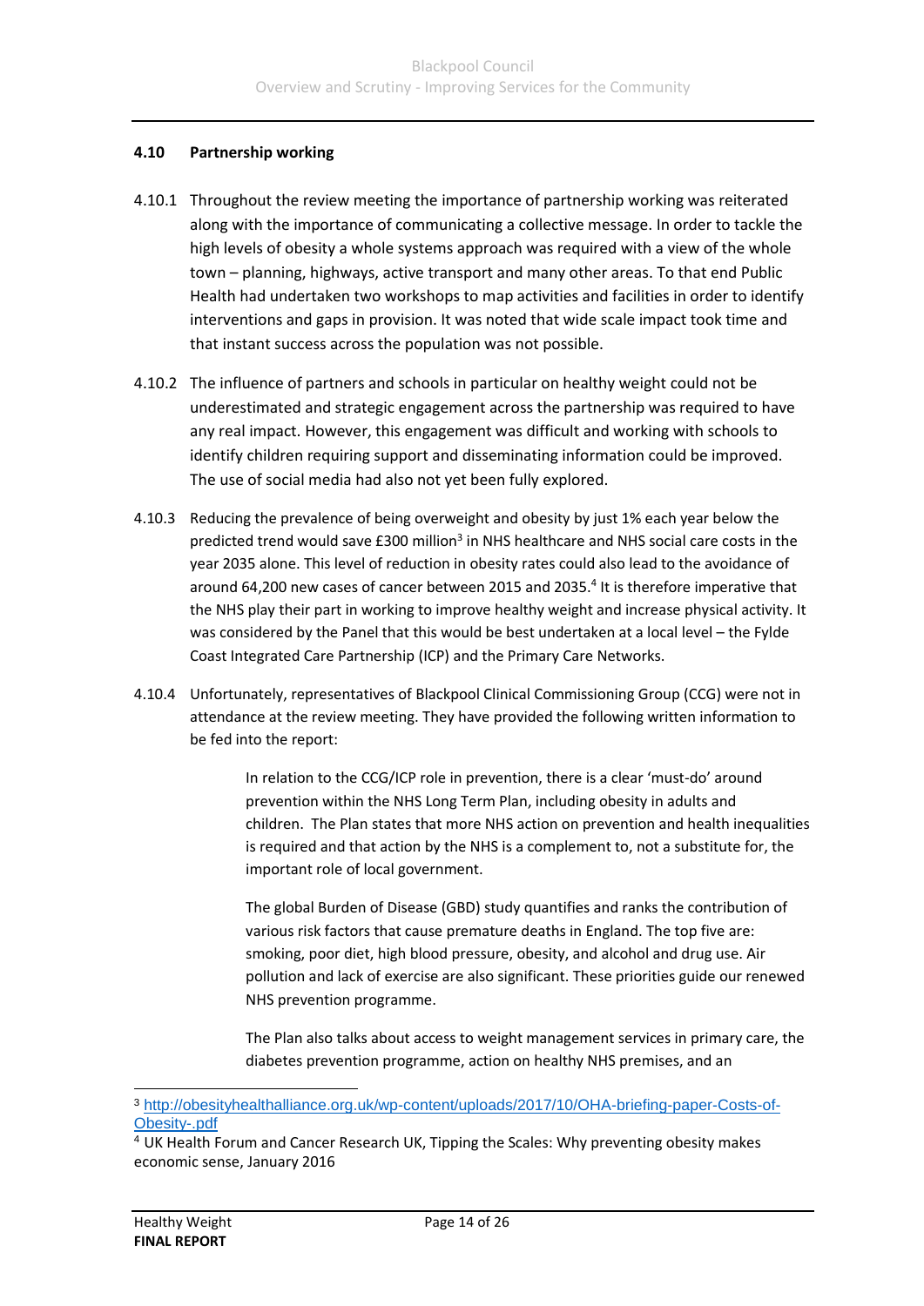### 4.10 Partnership working

4.10.1 Throughout the review meeting the importance of partnership working was reiterated along with the importance of communicating a collective message. In order to tackle the high levels of obesity a whole systems approach was required with a view of the whole town – planning, highways, active transport and many other areas. To that end Public Health had undertaken two workshops to map activities and facilities in order to identify interventions and gaps in provision. It was noted that wide scale impact took time and that instant success across the population was not possible.

4.10.2 The influence of partners and schools in particular on healthy weight could not be underestimated and strategic engagement across the partnership was required to have any real impact. However, this engagement was difficult and working with schools to identify children requiring support and disseminating information could be improved. The use of social media had also not yet been fully explored.

4.10.3 Reducing the prevalence of being overweight and obesity by just 1% each year below the predicted trend would save £300 million[3] in NHS healthcare and NHS social care costs in the year 2035 alone. This level of reduction in obesity rates could also lead to the avoidance of around 64,200 new cases of cancer between 2015 and 2035.[4] It is therefore imperative that the NHS play their part in working to improve healthy weight and increase physical activity. It was considered by the Panel that this would be best undertaken at a local level – the Fylde Coast Integrated Care Partnership (ICP) and the Primary Care Networks.

4.10.4 Unfortunately, representatives of Blackpool Clinical Commissioning Group (CCG) were not in attendance at the review meeting. They have provided the following written information to be fed into the report:

> In relation to the CCG/ICP role in prevention, there is a clear 'must-do' around prevention within the NHS Long Term Plan, including obesity in adults and children. The Plan states that more NHS action on prevention and health inequalities is required and that action by the NHS is a complement to, not a substitute for, the important role of local government.
>
> The global Burden of Disease (GBD) study quantifies and ranks the contribution of various risk factors that cause premature deaths in England. The top five are: smoking, poor diet, high blood pressure, obesity, and alcohol and drug use. Air pollution and lack of exercise are also significant. These priorities guide our renewed NHS prevention programme.
>
> The Plan also talks about access to weight management services in primary care, the diabetes prevention programme, action on healthy NHS premises, and an

---

[3] http://obesityhealthalliance.org.uk/wp-content/uploads/2017/10/OHA-briefing-paper-Costs-of-Obesity-.pdf

[4] UK Health Forum and Cancer Research UK, Tipping the Scales: Why preventing obesity makes economic sense, January 2016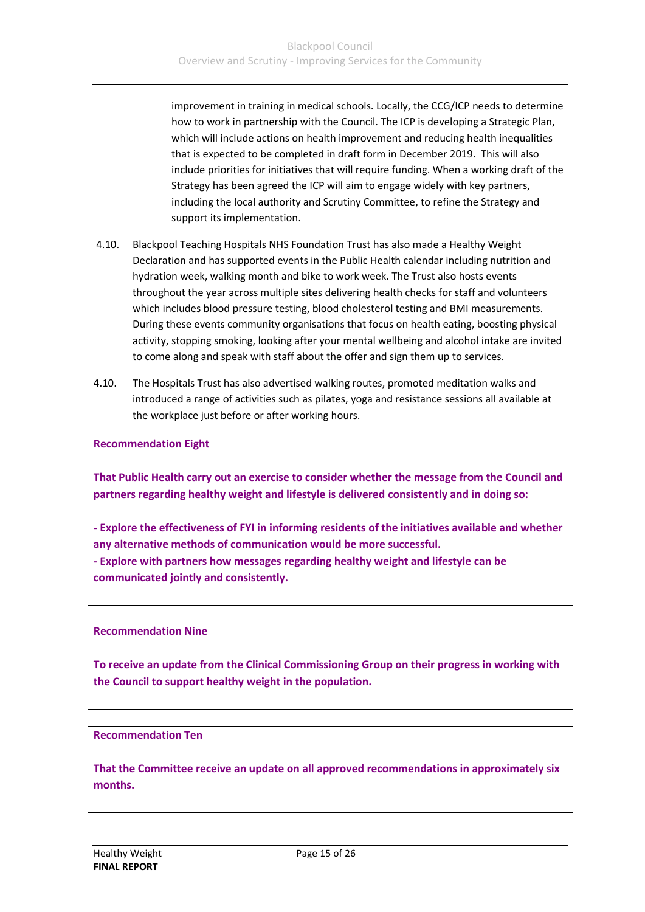improvement in training in medical schools. Locally, the CCG/ICP needs to determine how to work in partnership with the Council. The ICP is developing a Strategic Plan, which will include actions on health improvement and reducing health inequalities that is expected to be completed in draft form in December 2019. This will also include priorities for initiatives that will require funding. When a working draft of the Strategy has been agreed the ICP will aim to engage widely with key partners, including the local authority and Scrutiny Committee, to refine the Strategy and support its implementation.

4.10. Blackpool Teaching Hospitals NHS Foundation Trust has also made a Healthy Weight Declaration and has supported events in the Public Health calendar including nutrition and hydration week, walking month and bike to work week. The Trust also hosts events throughout the year across multiple sites delivering health checks for staff and volunteers which includes blood pressure testing, blood cholesterol testing and BMI measurements. During these events community organisations that focus on health eating, boosting physical activity, stopping smoking, looking after your mental wellbeing and alcohol intake are invited to come along and speak with staff about the offer and sign them up to services.

4.10. The Hospitals Trust has also advertised walking routes, promoted meditation walks and introduced a range of activities such as pilates, yoga and resistance sessions all available at the workplace just before or after working hours.

**Recommendation Eight**

**That Public Health carry out an exercise to consider whether the message from the Council and partners regarding healthy weight and lifestyle is delivered consistently and in doing so:**

**- Explore the effectiveness of FYI in informing residents of the initiatives available and whether any alternative methods of communication would be more successful.**
**- Explore with partners how messages regarding healthy weight and lifestyle can be communicated jointly and consistently.**

**Recommendation Nine**

**To receive an update from the Clinical Commissioning Group on their progress in working with the Council to support healthy weight in the population.**

**Recommendation Ten**

**That the Committee receive an update on all approved recommendations in approximately six months.**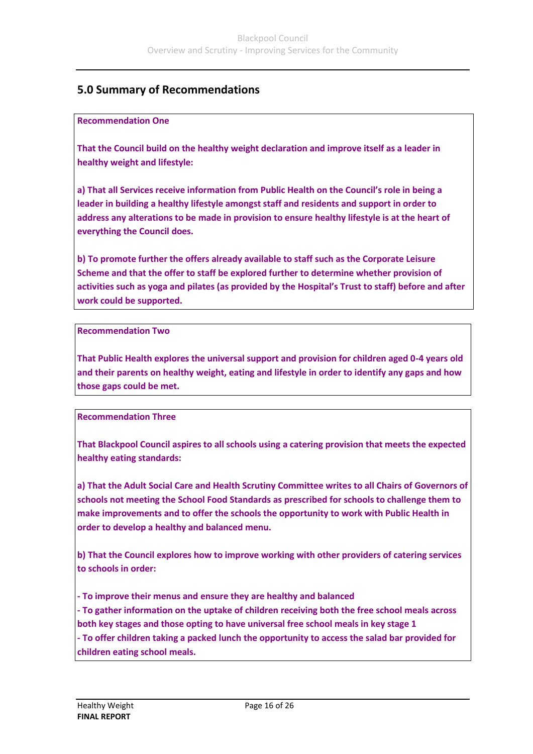## 5.0 Summary of Recommendations

**Recommendation One**

**That the Council build on the healthy weight declaration and improve itself as a leader in healthy weight and lifestyle:**

**a) That all Services receive information from Public Health on the Council's role in being a leader in building a healthy lifestyle amongst staff and residents and support in order to address any alterations to be made in provision to ensure healthy lifestyle is at the heart of everything the Council does.**

**b) To promote further the offers already available to staff such as the Corporate Leisure Scheme and that the offer to staff be explored further to determine whether provision of activities such as yoga and pilates (as provided by the Hospital's Trust to staff) before and after work could be supported.**

**Recommendation Two**

**That Public Health explores the universal support and provision for children aged 0-4 years old and their parents on healthy weight, eating and lifestyle in order to identify any gaps and how those gaps could be met.**

**Recommendation Three**

**That Blackpool Council aspires to all schools using a catering provision that meets the expected healthy eating standards:**

**a) That the Adult Social Care and Health Scrutiny Committee writes to all Chairs of Governors of schools not meeting the School Food Standards as prescribed for schools to challenge them to make improvements and to offer the schools the opportunity to work with Public Health in order to develop a healthy and balanced menu.**

**b) That the Council explores how to improve working with other providers of catering services to schools in order:**

**- To improve their menus and ensure they are healthy and balanced**
**- To gather information on the uptake of children receiving both the free school meals across both key stages and those opting to have universal free school meals in key stage 1**
**- To offer children taking a packed lunch the opportunity to access the salad bar provided for children eating school meals.**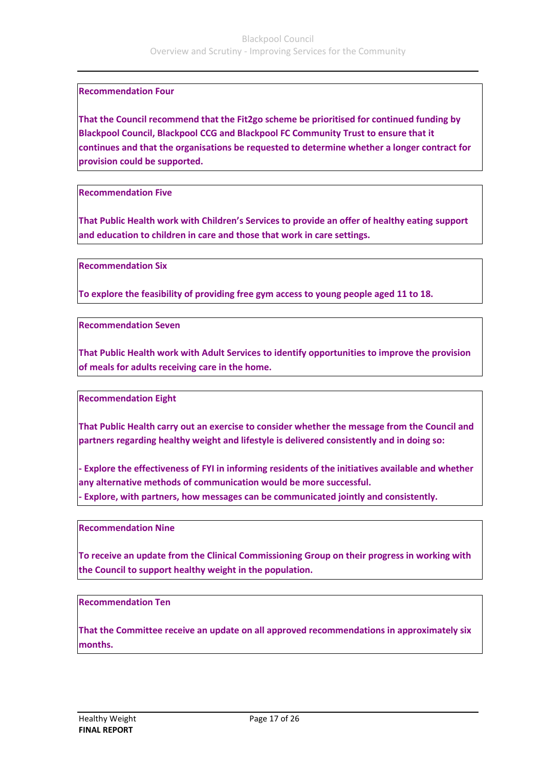**Recommendation Four**

**That the Council recommend that the Fit2go scheme be prioritised for continued funding by Blackpool Council, Blackpool CCG and Blackpool FC Community Trust to ensure that it continues and that the organisations be requested to determine whether a longer contract for provision could be supported.**

**Recommendation Five**

**That Public Health work with Children's Services to provide an offer of healthy eating support and education to children in care and those that work in care settings.**

**Recommendation Six**

**To explore the feasibility of providing free gym access to young people aged 11 to 18.**

**Recommendation Seven**

**That Public Health work with Adult Services to identify opportunities to improve the provision of meals for adults receiving care in the home.**

**Recommendation Eight**

**That Public Health carry out an exercise to consider whether the message from the Council and partners regarding healthy weight and lifestyle is delivered consistently and in doing so:**

- **Explore the effectiveness of FYI in informing residents of the initiatives available and whether any alternative methods of communication would be more successful.**
- **Explore, with partners, how messages can be communicated jointly and consistently.**

**Recommendation Nine**

**To receive an update from the Clinical Commissioning Group on their progress in working with the Council to support healthy weight in the population.**

**Recommendation Ten**

**That the Committee receive an update on all approved recommendations in approximately six months.**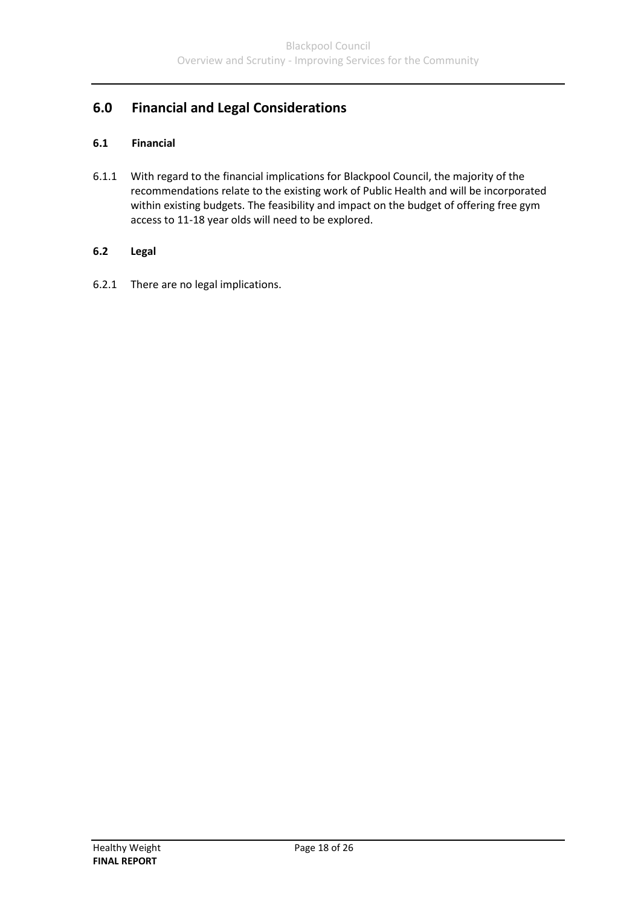## 6.0 Financial and Legal Considerations

### 6.1 Financial

6.1.1 With regard to the financial implications for Blackpool Council, the majority of the recommendations relate to the existing work of Public Health and will be incorporated within existing budgets. The feasibility and impact on the budget of offering free gym access to 11-18 year olds will need to be explored.

### 6.2 Legal

6.2.1 There are no legal implications.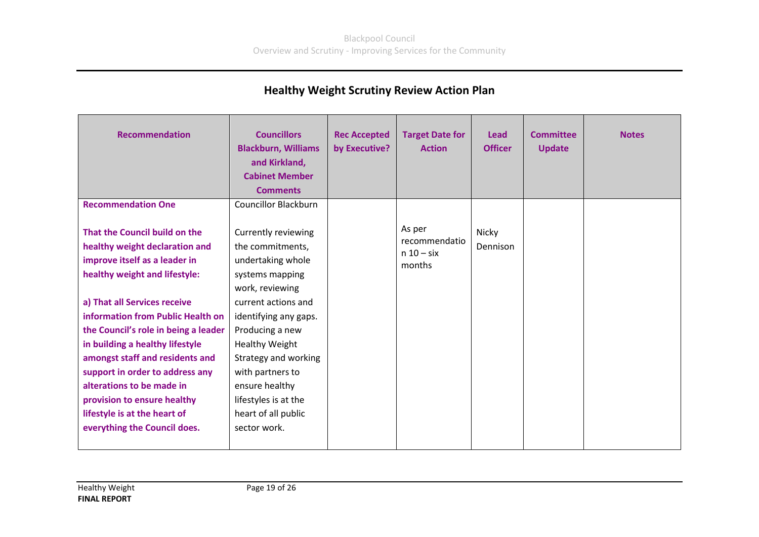## Healthy Weight Scrutiny Review Action Plan

| Recommendation | Councillors Blackburn, Williams and Kirkland, Cabinet Member Comments | Rec Accepted by Executive? | Target Date for Action | Lead Officer | Committee Update | Notes |
|---|---|---|---|---|---|---|
| **Recommendation One**<br><br>**That the Council build on the healthy weight declaration and improve itself as a leader in healthy weight and lifestyle:**<br><br>**a) That all Services receive information from Public Health on the Council's role in being a leader in building a healthy lifestyle amongst staff and residents and support in order to address any alterations to be made in provision to ensure healthy lifestyle is at the heart of everything the Council does.** | Councillor Blackburn<br><br>Currently reviewing the commitments, undertaking whole systems mapping work, reviewing current actions and identifying any gaps. Producing a new Healthy Weight Strategy and working with partners to ensure healthy lifestyles is at the heart of all public sector work. | | As per recommendation 10 – six months | Nicky Dennison | | |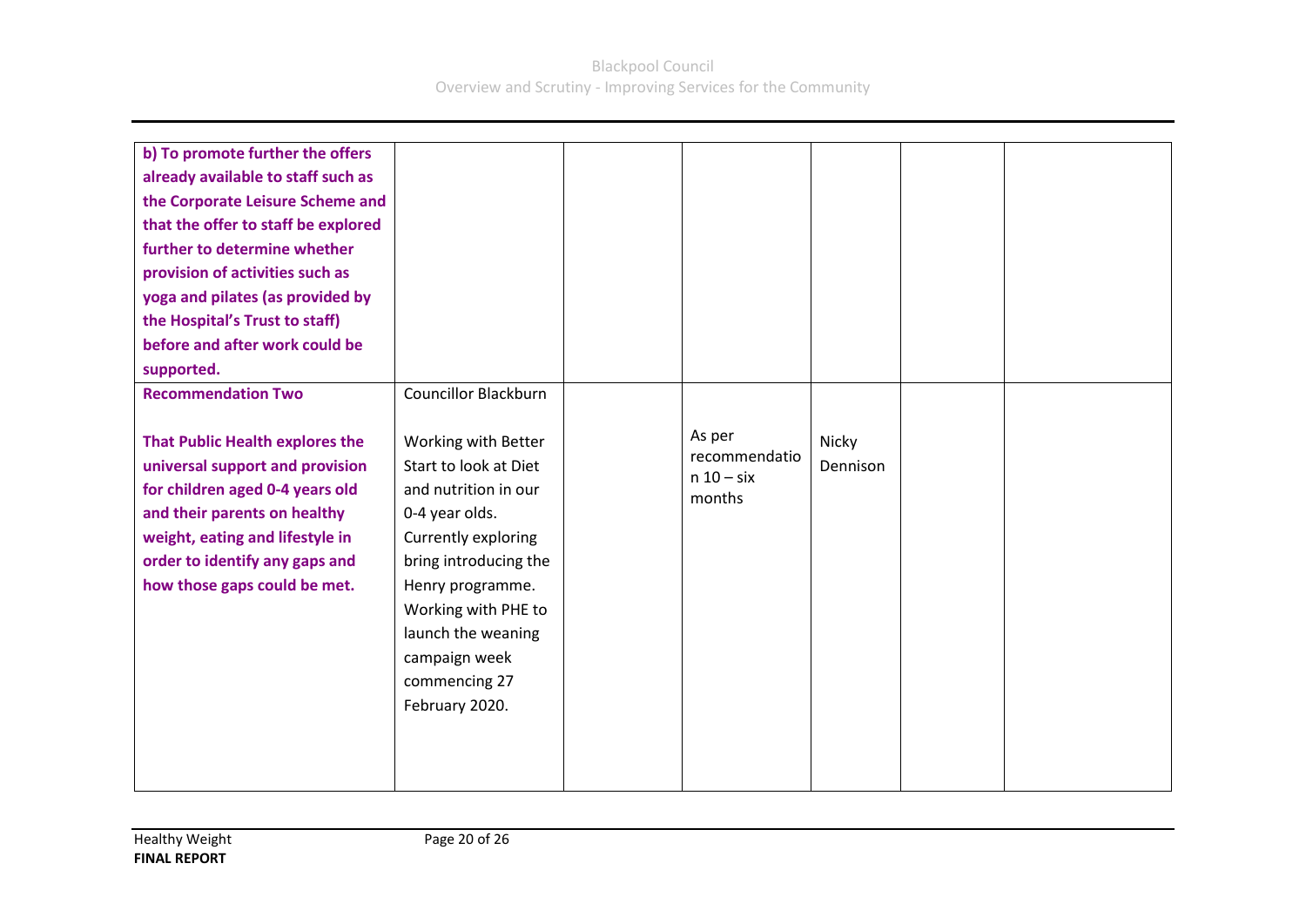| | | | | | | |
|---|---|---|---|---|---|---|
| **b) To promote further the offers already available to staff such as the Corporate Leisure Scheme and that the offer to staff be explored further to determine whether provision of activities such as yoga and pilates (as provided by the Hospital's Trust to staff) before and after work could be supported.** | | | | | | |
| **Recommendation Two**<br><br>**That Public Health explores the universal support and provision for children aged 0-4 years old and their parents on healthy weight, eating and lifestyle in order to identify any gaps and how those gaps could be met.** | Councillor Blackburn<br><br>Working with Better Start to look at Diet and nutrition in our 0-4 year olds. Currently exploring bring introducing the Henry programme. Working with PHE to launch the weaning campaign week commencing 27 February 2020. | | As per recommendation 10 – six months | Nicky Dennison | | |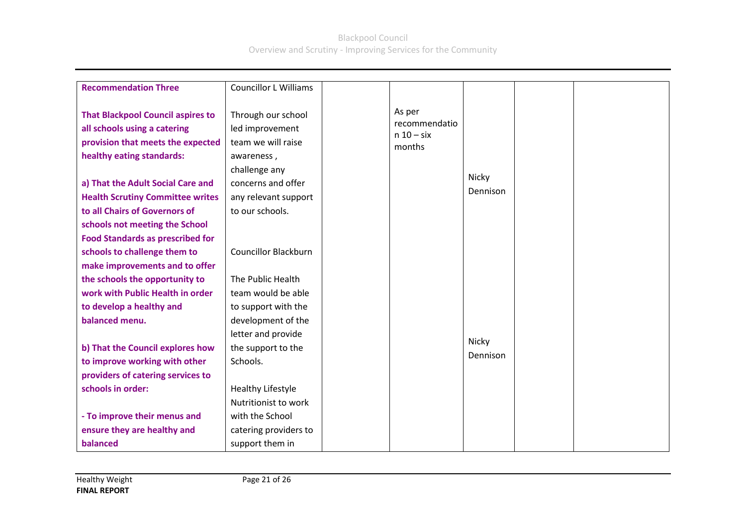| **Recommendation Three**<br><br>**That Blackpool Council aspires to all schools using a catering provision that meets the expected healthy eating standards:**<br><br>**a) That the Adult Social Care and Health Scrutiny Committee writes to all Chairs of Governors of schools not meeting the School Food Standards as prescribed for schools to challenge them to make improvements and to offer the schools the opportunity to work with Public Health in order to develop a healthy and balanced menu.**<br><br>**b) That the Council explores how to improve working with other providers of catering services to schools in order:**<br><br>**- To improve their menus and ensure they are healthy and balanced** | Councillor L Williams<br><br>Through our school led improvement team we will raise awareness , challenge any concerns and offer any relevant support to our schools.<br><br>Councillor Blackburn<br><br>The Public Health team would be able to support with the development of the letter and provide the support to the Schools.<br><br>Healthy Lifestyle Nutritionist to work with the School catering providers to support them in | | As per recommendation 10 – six months | Nicky Dennison<br><br>Nicky Dennison | | |
|---|---|---|---|---|---|---|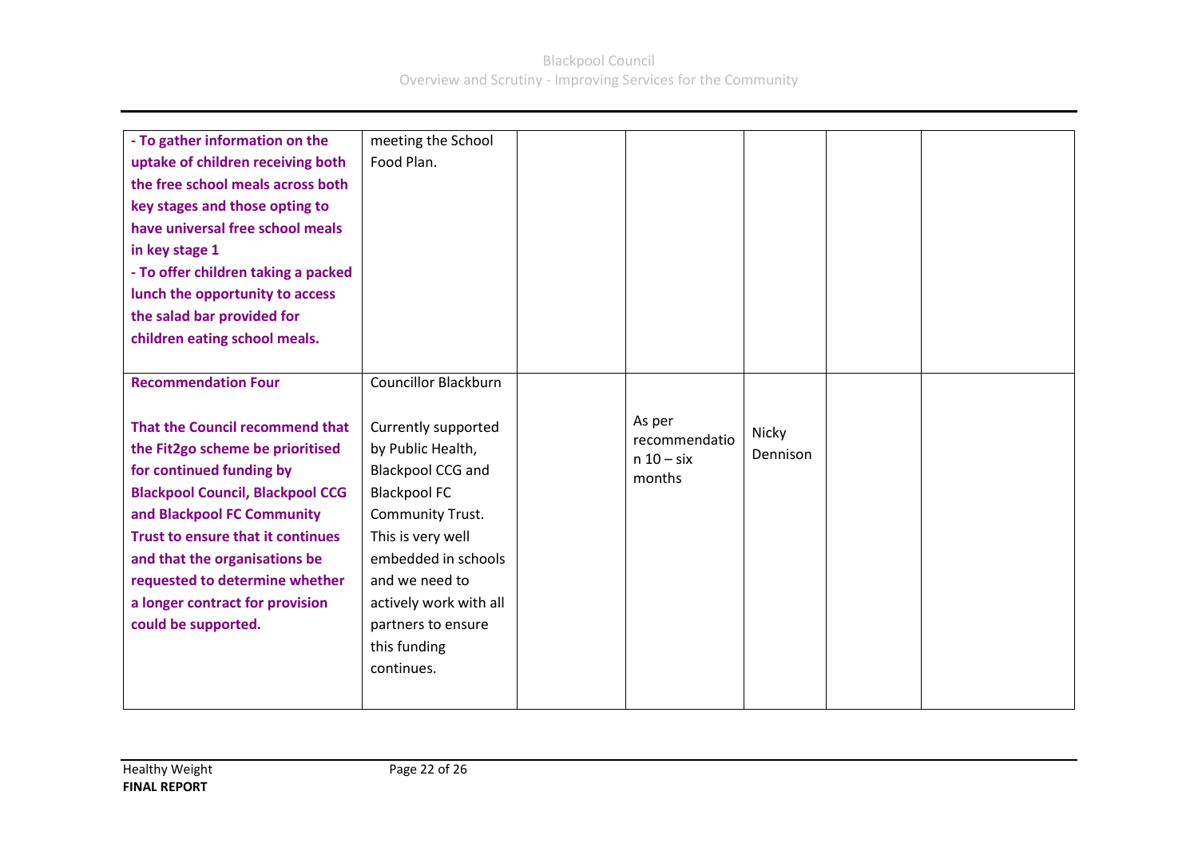| | | | | | | |
|---|---|---|---|---|---|---|
| **- To gather information on the uptake of children receiving both the free school meals across both key stages and those opting to have universal free school meals in key stage 1**<br>**- To offer children taking a packed lunch the opportunity to access the salad bar provided for children eating school meals.** | meeting the School Food Plan. | | | | | |
| **Recommendation Four**<br><br>**That the Council recommend that the Fit2go scheme be prioritised for continued funding by Blackpool Council, Blackpool CCG and Blackpool FC Community Trust to ensure that it continues and that the organisations be requested to determine whether a longer contract for provision could be supported.** | Councillor Blackburn<br><br>Currently supported by Public Health, Blackpool CCG and Blackpool FC Community Trust. This is very well embedded in schools and we need to actively work with all partners to ensure this funding continues. | | As per recommendation 10 – six months | Nicky Dennison | | |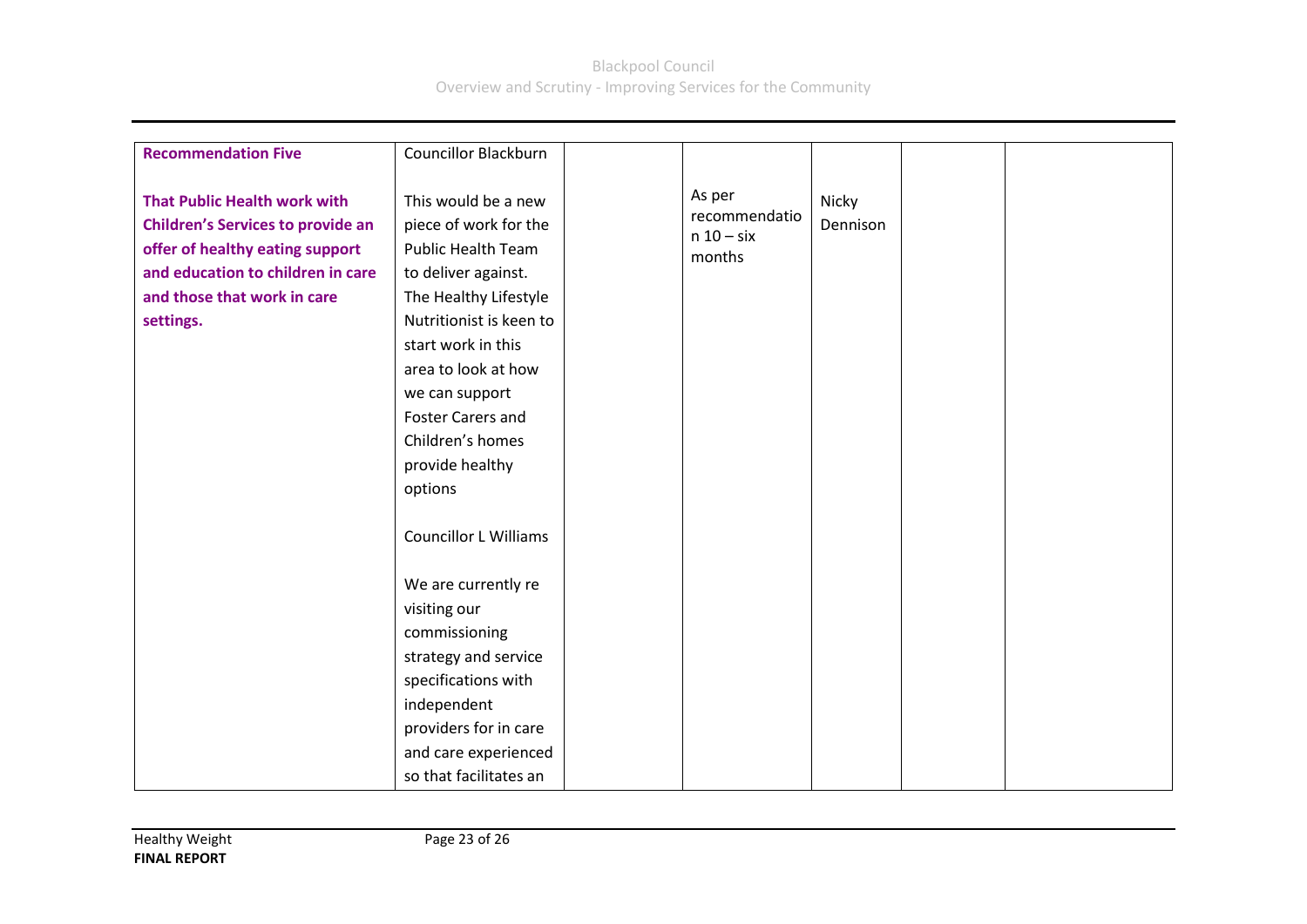| **Recommendation Five**<br><br>**That Public Health work with Children's Services to provide an offer of healthy eating support and education to children in care and those that work in care settings.** | Councillor Blackburn<br><br>This would be a new piece of work for the Public Health Team to deliver against. The Healthy Lifestyle Nutritionist is keen to start work in this area to look at how we can support Foster Carers and Children's homes provide healthy options<br><br>Councillor L Williams<br><br>We are currently re visiting our commissioning strategy and service specifications with independent providers for in care and care experienced so that facilitates an | | As per recommendation 10 – six months | Nicky Dennison | | |
|---|---|---|---|---|---|---|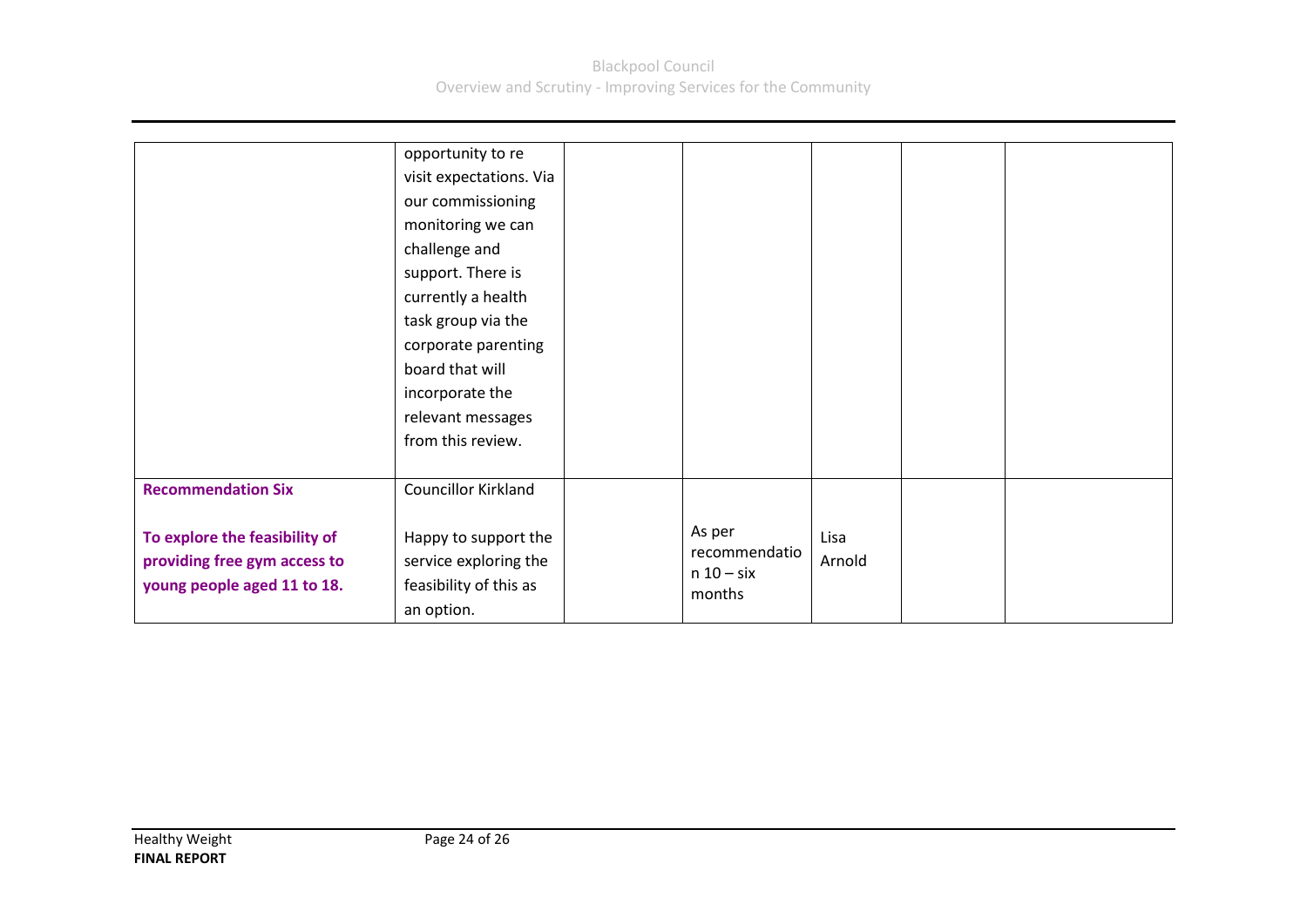| | | | | | | |
|---|---|---|---|---|---|---|
| | opportunity to re visit expectations. Via our commissioning monitoring we can challenge and support. There is currently a health task group via the corporate parenting board that will incorporate the relevant messages from this review. | | | | | |
| **Recommendation Six**<br><br>**To explore the feasibility of providing free gym access to young people aged 11 to 18.** | Councillor Kirkland<br><br>Happy to support the service exploring the feasibility of this as an option. | | As per recommendation 10 – six months | Lisa Arnold | | |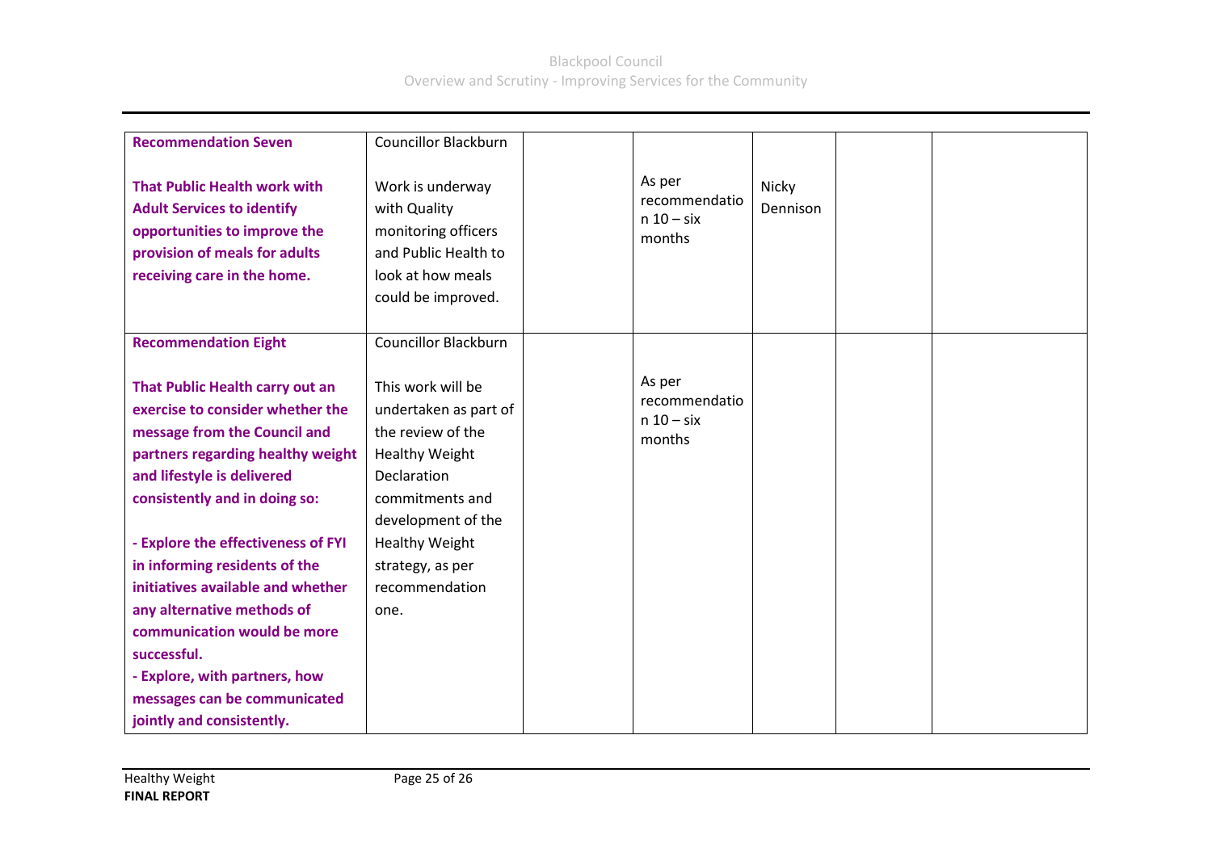| | | | | | | |
|---|---|---|---|---|---|---|
| **Recommendation Seven**<br><br>**That Public Health work with Adult Services to identify opportunities to improve the provision of meals for adults receiving care in the home.** | Councillor Blackburn<br><br>Work is underway with Quality monitoring officers and Public Health to look at how meals could be improved. | | As per recommendation 10 – six months | Nicky Dennison | | |
| **Recommendation Eight**<br><br>**That Public Health carry out an exercise to consider whether the message from the Council and partners regarding healthy weight and lifestyle is delivered consistently and in doing so:**<br><br>**- Explore the effectiveness of FYI in informing residents of the initiatives available and whether any alternative methods of communication would be more successful.**<br>**- Explore, with partners, how messages can be communicated jointly and consistently.** | Councillor Blackburn<br><br>This work will be undertaken as part of the review of the Healthy Weight Declaration commitments and development of the Healthy Weight strategy, as per recommendation one. | | As per recommendation 10 – six months | | | |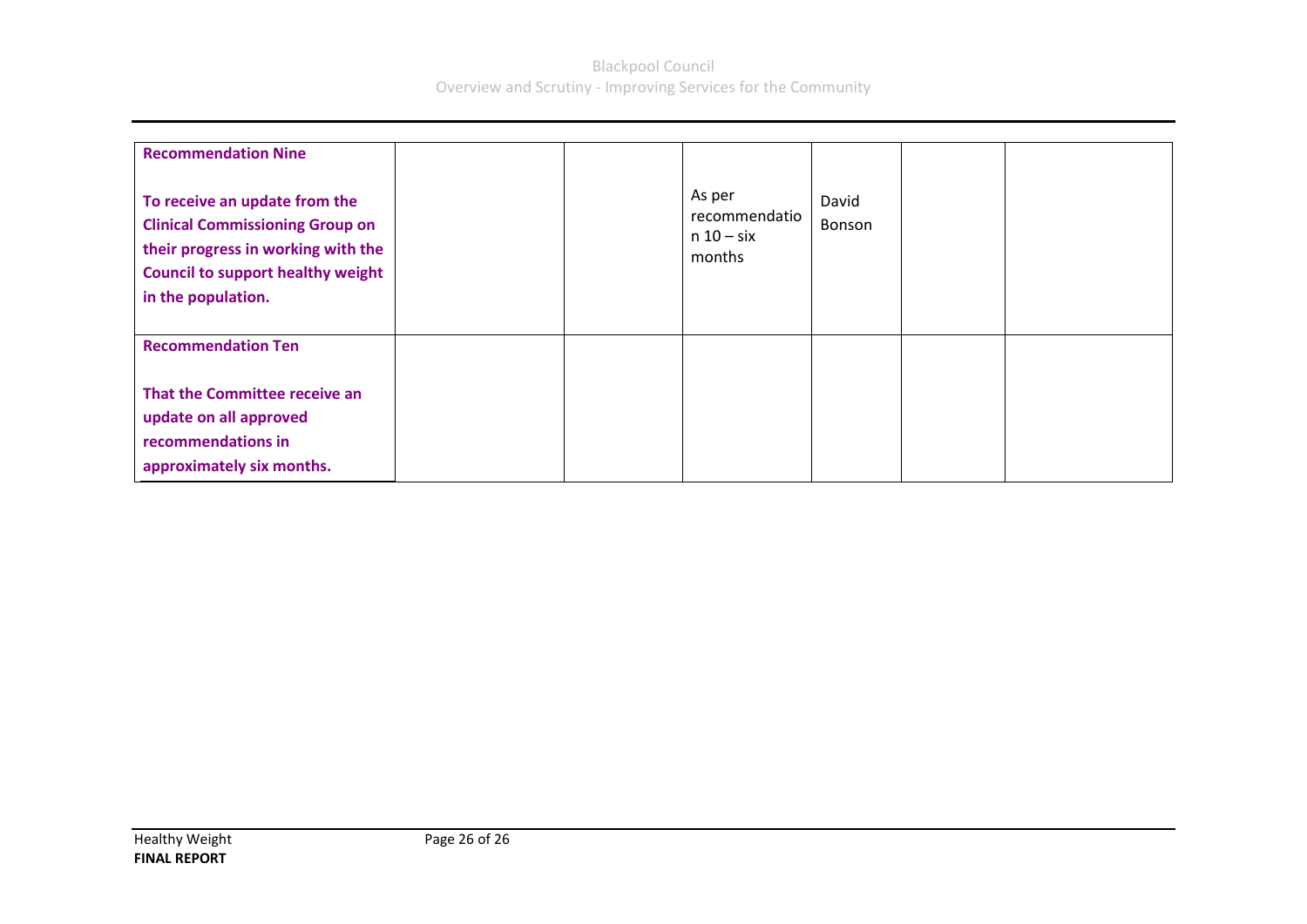| | | | | | | |
|---|---|---|---|---|---|---|
| **Recommendation Nine**<br><br>**To receive an update from the Clinical Commissioning Group on their progress in working with the Council to support healthy weight in the population.** | | | As per recommendation 10 – six months | David Bonson | | |
| **Recommendation Ten**<br><br>**That the Committee receive an update on all approved recommendations in approximately six months.** | | | | | | |